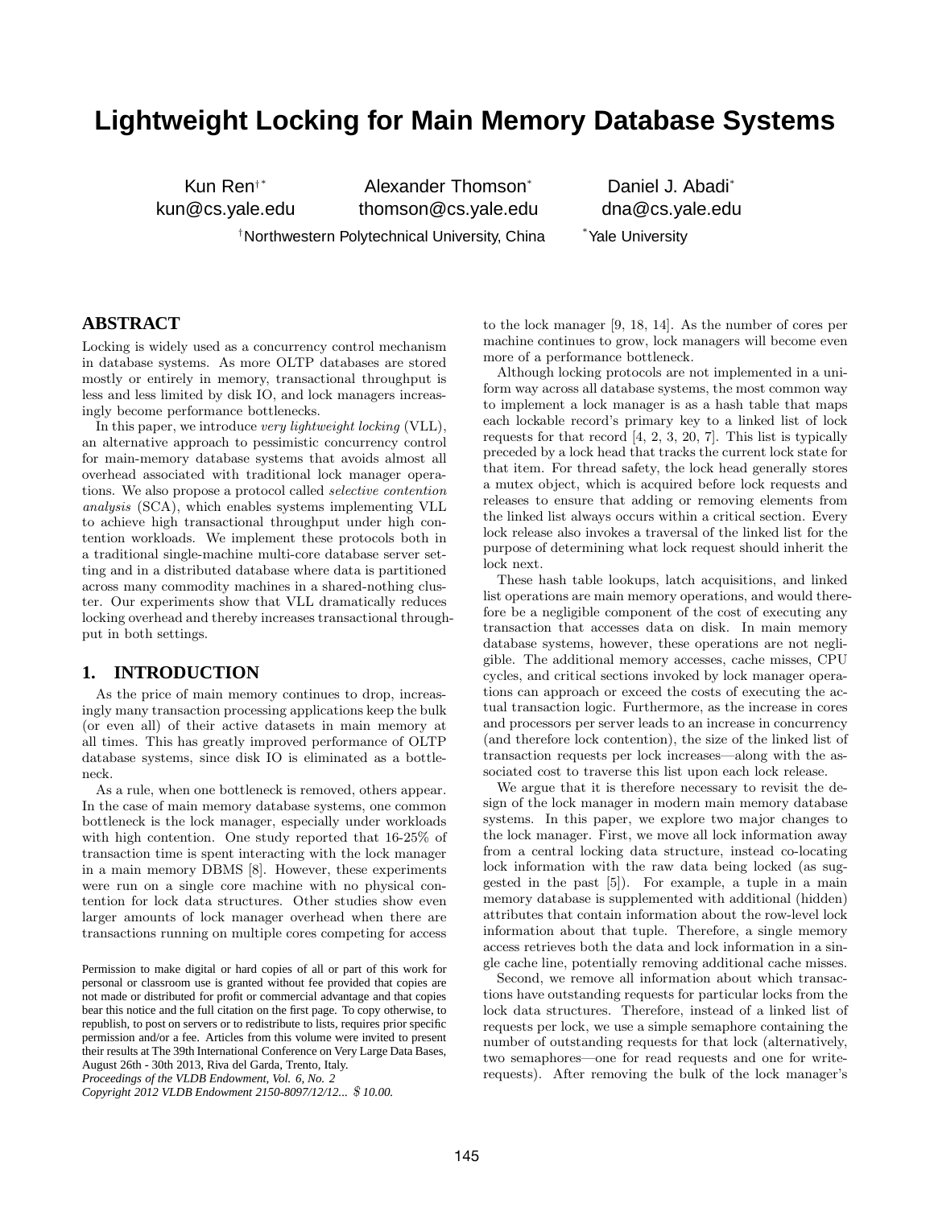# Lightweight Locking for Main Memory Database Systems

Kun Ren[†*] kun@cs.yale.edu

Alexander Thomson[*] thomson@cs.yale.edu

Daniel J. Abadi[*] dna@cs.yale.edu

[†]Northwestern Polytechnical University, China [*]Yale University

## ABSTRACT

Locking is widely used as a concurrency control mechanism in database systems. As more OLTP databases are stored mostly or entirely in memory, transactional throughput is less and less limited by disk IO, and lock managers increasingly become performance bottlenecks.

In this paper, we introduce *very lightweight locking* (VLL), an alternative approach to pessimistic concurrency control for main-memory database systems that avoids almost all overhead associated with traditional lock manager operations. We also propose a protocol called *selective contention analysis* (SCA), which enables systems implementing VLL to achieve high transactional throughput under high contention workloads. We implement these protocols both in a traditional single-machine multi-core database server setting and in a distributed database where data is partitioned across many commodity machines in a shared-nothing cluster. Our experiments show that VLL dramatically reduces locking overhead and thereby increases transactional throughput in both settings.

## 1. INTRODUCTION

As the price of main memory continues to drop, increasingly many transaction processing applications keep the bulk (or even all) of their active datasets in main memory at all times. This has greatly improved performance of OLTP database systems, since disk IO is eliminated as a bottleneck.

As a rule, when one bottleneck is removed, others appear. In the case of main memory database systems, one common bottleneck is the lock manager, especially under workloads with high contention. One study reported that 16-25% of transaction time is spent interacting with the lock manager in a main memory DBMS [8]. However, these experiments were run on a single core machine with no physical contention for lock data structures. Other studies show even larger amounts of lock manager overhead when there are transactions running on multiple cores competing for access to the lock manager [9, 18, 14]. As the number of cores per machine continues to grow, lock managers will become even more of a performance bottleneck.

Although locking protocols are not implemented in a uniform way across all database systems, the most common way to implement a lock manager is as a hash table that maps each lockable record's primary key to a linked list of lock requests for that record [4, 2, 3, 20, 7]. This list is typically preceded by a lock head that tracks the current lock state for that item. For thread safety, the lock head generally stores a mutex object, which is acquired before lock requests and releases to ensure that adding or removing elements from the linked list always occurs within a critical section. Every lock release also invokes a traversal of the linked list for the purpose of determining what lock request should inherit the lock next.

These hash table lookups, latch acquisitions, and linked list operations are main memory operations, and would therefore be a negligible component of the cost of executing any transaction that accesses data on disk. In main memory database systems, however, these operations are not negligible. The additional memory accesses, cache misses, CPU cycles, and critical sections invoked by lock manager operations can approach or exceed the costs of executing the actual transaction logic. Furthermore, as the increase in cores and processors per server leads to an increase in concurrency (and therefore lock contention), the size of the linked list of transaction requests per lock increases—along with the associated cost to traverse this list upon each lock release.

We argue that it is therefore necessary to revisit the design of the lock manager in modern main memory database systems. In this paper, we explore two major changes to the lock manager. First, we move all lock information away from a central locking data structure, instead co-locating lock information with the raw data being locked (as suggested in the past [5]). For example, a tuple in a main memory database is supplemented with additional (hidden) attributes that contain information about the row-level lock information about that tuple. Therefore, a single memory access retrieves both the data and lock information in a single cache line, potentially removing additional cache misses.

Second, we remove all information about which transactions have outstanding requests for particular locks from the lock data structures. Therefore, instead of a linked list of requests per lock, we use a simple semaphore containing the number of outstanding requests for that lock (alternatively, two semaphores—one for read requests and one for write-requests). After removing the bulk of the lock manager's

Permission to make digital or hard copies of all or part of this work for personal or classroom use is granted without fee provided that copies are not made or distributed for profit or commercial advantage and that copies bear this notice and the full citation on the first page. To copy otherwise, to republish, to post on servers or to redistribute to lists, requires prior specific permission and/or a fee. Articles from this volume were invited to present their results at The 39th International Conference on Very Large Data Bases, August 26th - 30th 2013, Riva del Garda, Trento, Italy.
*Proceedings of the VLDB Endowment, Vol. 6, No. 2*
*Copyright 2012 VLDB Endowment 2150-8097/12/12... $ 10.00.*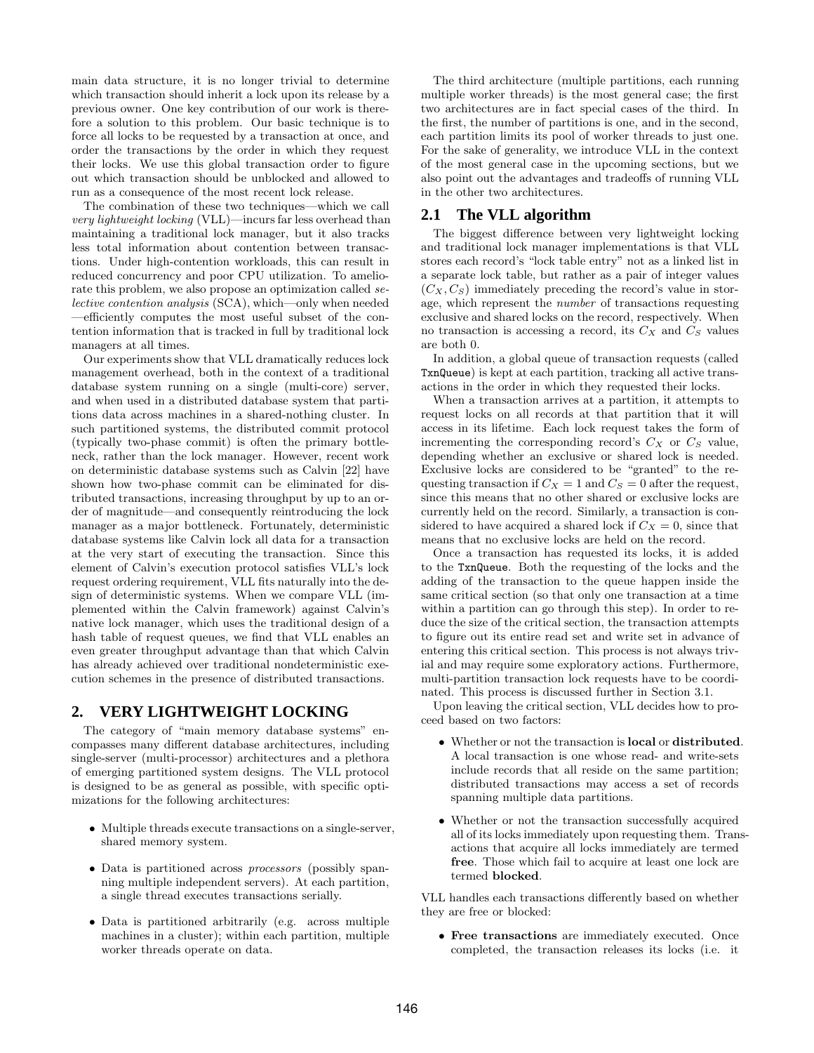main data structure, it is no longer trivial to determine which transaction should inherit a lock upon its release by a previous owner. One key contribution of our work is therefore a solution to this problem. Our basic technique is to force all locks to be requested by a transaction at once, and order the transactions by the order in which they request their locks. We use this global transaction order to figure out which transaction should be unblocked and allowed to run as a consequence of the most recent lock release.

The combination of these two techniques—which we call *very lightweight locking* (VLL)—incurs far less overhead than maintaining a traditional lock manager, but it also tracks less total information about contention between transactions. Under high-contention workloads, this can result in reduced concurrency and poor CPU utilization. To ameliorate this problem, we also propose an optimization called *selective contention analysis* (SCA), which—only when needed—efficiently computes the most useful subset of the contention information that is tracked in full by traditional lock managers at all times.

Our experiments show that VLL dramatically reduces lock management overhead, both in the context of a traditional database system running on a single (multi-core) server, and when used in a distributed database system that partitions data across machines in a shared-nothing cluster. In such partitioned systems, the distributed commit protocol (typically two-phase commit) is often the primary bottleneck, rather than the lock manager. However, recent work on deterministic database systems such as Calvin [22] have shown how two-phase commit can be eliminated for distributed transactions, increasing throughput by up to an order of magnitude—and consequently reintroducing the lock manager as a major bottleneck. Fortunately, deterministic database systems like Calvin lock all data for a transaction at the very start of executing the transaction. Since this element of Calvin's execution protocol satisfies VLL's lock request ordering requirement, VLL fits naturally into the design of deterministic systems. When we compare VLL (implemented within the Calvin framework) against Calvin's native lock manager, which uses the traditional design of a hash table of request queues, we find that VLL enables an even greater throughput advantage than that which Calvin has already achieved over traditional nondeterministic execution schemes in the presence of distributed transactions.

## 2. VERY LIGHTWEIGHT LOCKING

The category of "main memory database systems" encompasses many different database architectures, including single-server (multi-processor) architectures and a plethora of emerging partitioned system designs. The VLL protocol is designed to be as general as possible, with specific optimizations for the following architectures:

- Multiple threads execute transactions on a single-server, shared memory system.
- Data is partitioned across *processors* (possibly spanning multiple independent servers). At each partition, a single thread executes transactions serially.
- Data is partitioned arbitrarily (e.g. across multiple machines in a cluster); within each partition, multiple worker threads operate on data.

The third architecture (multiple partitions, each running multiple worker threads) is the most general case; the first two architectures are in fact special cases of the third. In the first, the number of partitions is one, and in the second, each partition limits its pool of worker threads to just one. For the sake of generality, we introduce VLL in the context of the most general case in the upcoming sections, but we also point out the advantages and tradeoffs of running VLL in the other two architectures.

### 2.1 The VLL algorithm

The biggest difference between very lightweight locking and traditional lock manager implementations is that VLL stores each record's "lock table entry" not as a linked list in a separate lock table, but rather as a pair of integer values $(C_X, C_S)$ immediately preceding the record's value in storage, which represent the *number* of transactions requesting exclusive and shared locks on the record, respectively. When no transaction is accessing a record, its $C_X$ and $C_S$ values are both 0.

In addition, a global queue of transaction requests (called `TxnQueue`) is kept at each partition, tracking all active transactions in the order in which they requested their locks.

When a transaction arrives at a partition, it attempts to request locks on all records at that partition that it will access in its lifetime. Each lock request takes the form of incrementing the corresponding record's $C_X$ or $C_S$ value, depending whether an exclusive or shared lock is needed. Exclusive locks are considered to be "granted" to the requesting transaction if $C_X = 1$ and $C_S = 0$ after the request, since this means that no other shared or exclusive locks are currently held on the record. Similarly, a transaction is considered to have acquired a shared lock if $C_X = 0$, since that means that no exclusive locks are held on the record.

Once a transaction has requested its locks, it is added to the `TxnQueue`. Both the requesting of the locks and the adding of the transaction to the queue happen inside the same critical section (so that only one transaction at a time within a partition can go through this step). In order to reduce the size of the critical section, the transaction attempts to figure out its entire read set and write set in advance of entering this critical section. This process is not always trivial and may require some exploratory actions. Furthermore, multi-partition transaction lock requests have to be coordinated. This process is discussed further in Section 3.1.

Upon leaving the critical section, VLL decides how to proceed based on two factors:

- Whether or not the transaction is **local** or **distributed**. A local transaction is one whose read- and write-sets include records that all reside on the same partition; distributed transactions may access a set of records spanning multiple data partitions.
- Whether or not the transaction successfully acquired all of its locks immediately upon requesting them. Transactions that acquire all locks immediately are termed **free**. Those which fail to acquire at least one lock are termed **blocked**.

VLL handles each transactions differently based on whether they are free or blocked:

- **Free transactions** are immediately executed. Once completed, the transaction releases its locks (i.e. it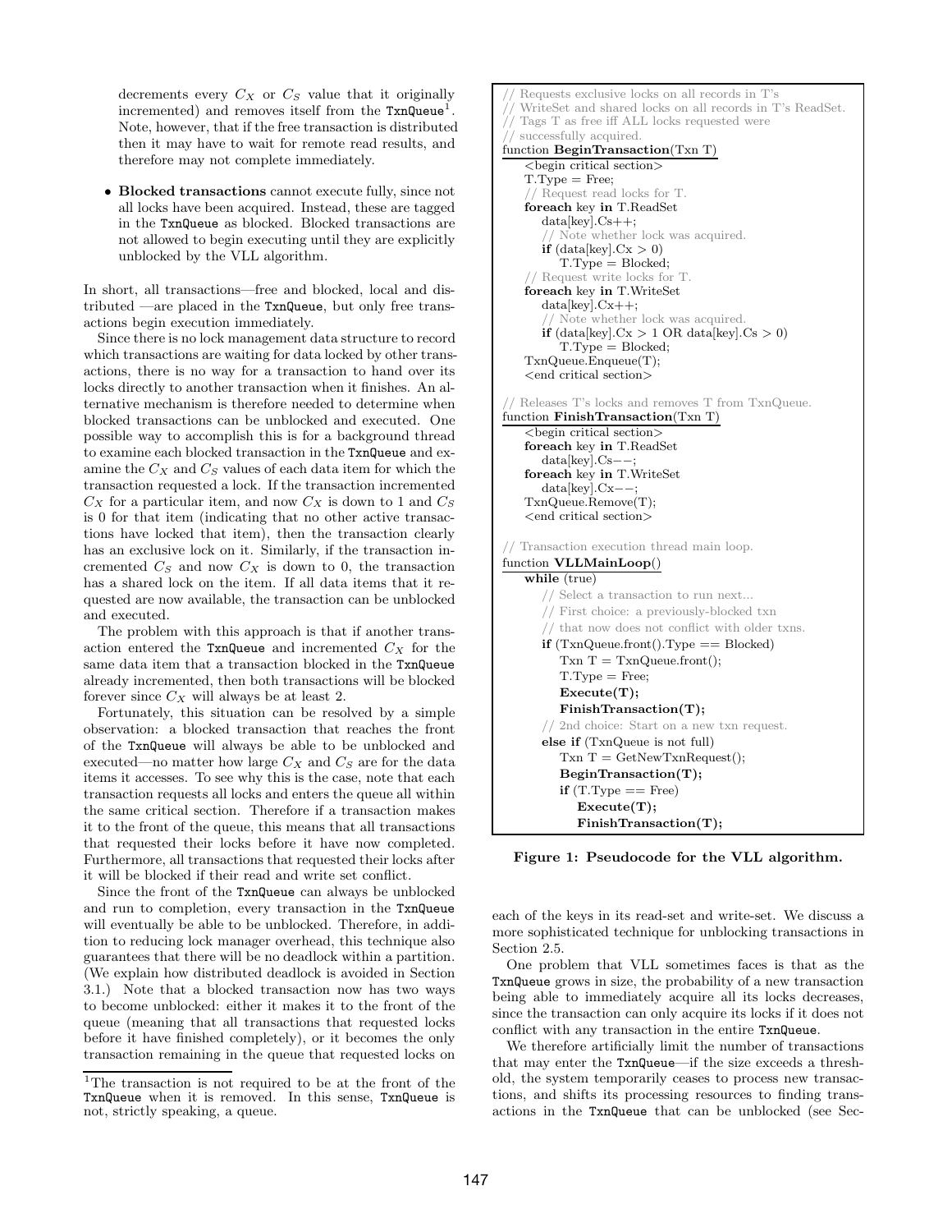decrements every $C_X$ or $C_S$ value that it originally incremented) and removes itself from the `TxnQueue`[1]. Note, however, that if the free transaction is distributed then it may have to wait for remote read results, and therefore may not complete immediately.

- **Blocked transactions** cannot execute fully, since not all locks have been acquired. Instead, these are tagged in the `TxnQueue` as blocked. Blocked transactions are not allowed to begin executing until they are explicitly unblocked by the VLL algorithm.

In short, all transactions—free and blocked, local and distributed —are placed in the `TxnQueue`, but only free transactions begin execution immediately.

Since there is no lock management data structure to record which transactions are waiting for data locked by other transactions, there is no way for a transaction to hand over its locks directly to another transaction when it finishes. An alternative mechanism is therefore needed to determine when blocked transactions can be unblocked and executed. One possible way to accomplish this is for a background thread to examine each blocked transaction in the `TxnQueue` and examine the $C_X$ and $C_S$ values of each data item for which the transaction requested a lock. If the transaction incremented $C_X$ for a particular item, and now $C_X$ is down to 1 and $C_S$ is 0 for that item (indicating that no other active transactions have locked that item), then the transaction clearly has an exclusive lock on it. Similarly, if the transaction incremented $C_S$ and now $C_X$ is down to 0, the transaction has a shared lock on the item. If all data items that it requested are now available, the transaction can be unblocked and executed.

The problem with this approach is that if another transaction entered the `TxnQueue` and incremented $C_X$ for the same data item that a transaction blocked in the `TxnQueue` already incremented, then both transactions will be blocked forever since $C_X$ will always be at least 2.

Fortunately, this situation can be resolved by a simple observation: a blocked transaction that reaches the front of the `TxnQueue` will always be able to be unblocked and executed—no matter how large $C_X$ and $C_S$ are for the data items it accesses. To see why this is the case, note that each transaction requests all locks and enters the queue all within the same critical section. Therefore if a transaction makes it to the front of the queue, this means that all transactions that requested their locks before it have now completed. Furthermore, all transactions that requested their locks after it will be blocked if their read and write set conflict.

Since the front of the `TxnQueue` can always be unblocked and run to completion, every transaction in the `TxnQueue` will eventually be able to be unblocked. Therefore, in addition to reducing lock manager overhead, this technique also guarantees that there will be no deadlock within a partition. (We explain how distributed deadlock is avoided in Section 3.1.) Note that a blocked transaction now has two ways to become unblocked: either it makes it to the front of the queue (meaning that all transactions that requested locks before it have finished completely), or it becomes the only transaction remaining in the queue that requested locks on each of the keys in its read-set and write-set. We discuss a more sophisticated technique for unblocking transactions in Section 2.5.

One problem that VLL sometimes faces is that as the `TxnQueue` grows in size, the probability of a new transaction being able to immediately acquire all its locks decreases, since the transaction can only acquire its locks if it does not conflict with any transaction in the entire `TxnQueue`.

We therefore artificially limit the number of transactions that may enter the `TxnQueue`—if the size exceeds a threshold, the system temporarily ceases to process new transactions, and shifts its processing resources to finding transactions in the `TxnQueue` that can be unblocked (see Sec-

```
// Requests exclusive locks on all records in T's
// WriteSet and shared locks on all records in T's ReadSet.
// Tags T as free iff ALL locks requested were
// successfully acquired.
function BeginTransaction(Txn T)
    <begin critical section>
    T.Type = Free;
    // Request read locks for T.
    foreach key in T.ReadSet
        data[key].Cs++;
        // Note whether lock was acquired.
        if (data[key].Cx > 0)
            T.Type = Blocked;
    // Request write locks for T.
    foreach key in T.WriteSet
        data[key].Cx++;
        // Note whether lock was acquired.
        if (data[key].Cx > 1 OR data[key].Cs > 0)
            T.Type = Blocked;
    TxnQueue.Enqueue(T);
    <end critical section>

// Releases T's locks and removes T from TxnQueue.
function FinishTransaction(Txn T)
    <begin critical section>
    foreach key in T.ReadSet
        data[key].Cs−−;
    foreach key in T.WriteSet
        data[key].Cx−−;
    TxnQueue.Remove(T);
    <end critical section>

// Transaction execution thread main loop.
function VLLMainLoop()
    while (true)
        // Select a transaction to run next...
        // First choice: a previously-blocked txn
        // that now does not conflict with older txns.
        if (TxnQueue.front().Type == Blocked)
            Txn T = TxnQueue.front();
            T.Type = Free;
            Execute(T);
            FinishTransaction(T);
        // 2nd choice: Start on a new txn request.
        else if (TxnQueue is not full)
            Txn T = GetNewTxnRequest();
            BeginTransaction(T);
            if (T.Type == Free)
                Execute(T);
                FinishTransaction(T);
```

**Figure 1: Pseudocode for the VLL algorithm.**

[1]The transaction is not required to be at the front of the `TxnQueue` when it is removed. In this sense, `TxnQueue` is not, strictly speaking, a queue.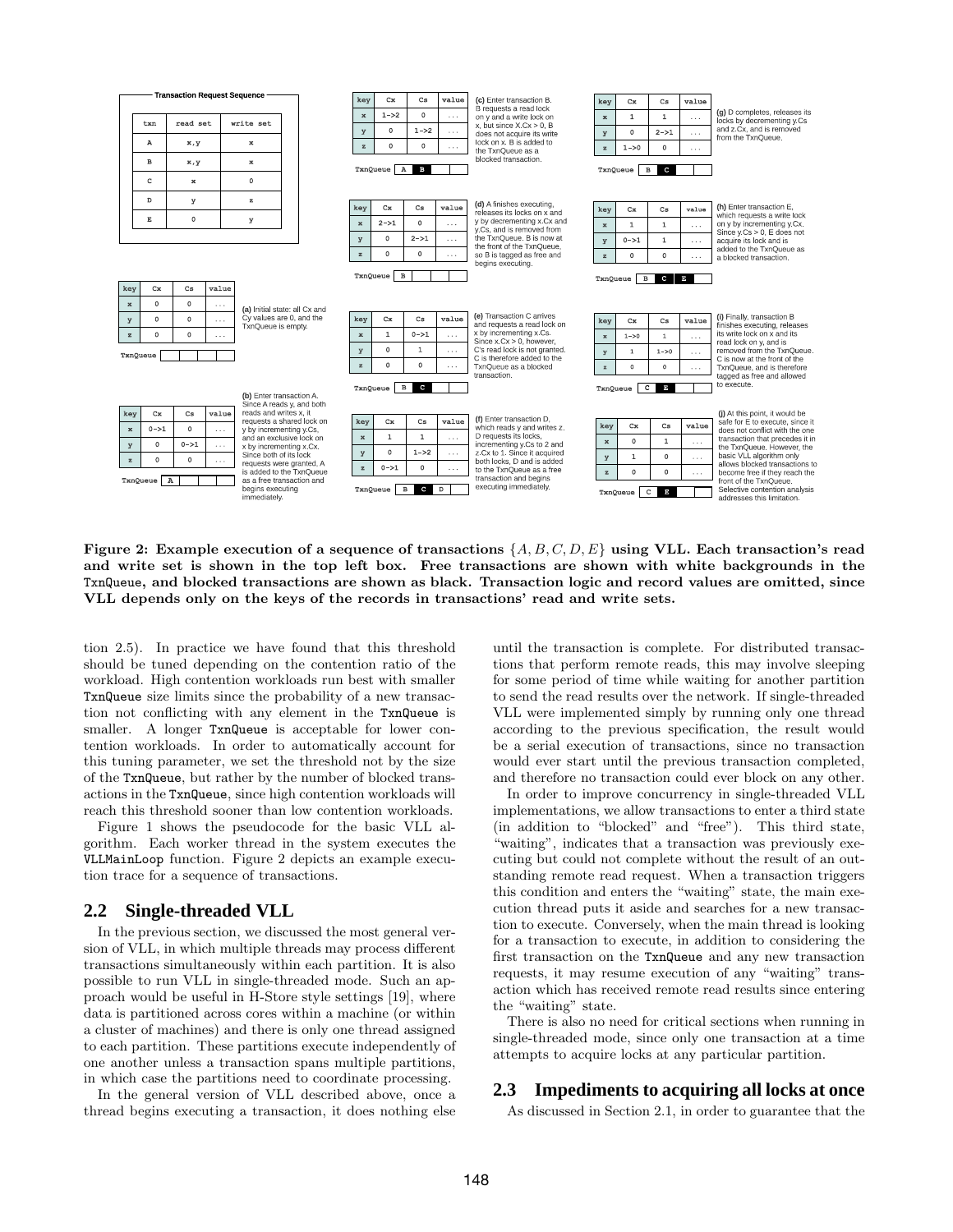**Transaction Request Sequence**

| txn | read set | write set |
|---|---|---|
| A | x,y | x |
| B | x,y | x |
| C | x | 0 |
| D | y | z |
| E | 0 | y |

(a) Initial state: all Cx and Cy values are 0, and the TxnQueue is empty.

| key | Cx | Cs | value |
|---|---|---|---|
| x | 0 | 0 | ... |
| y | 0 | 0 | ... |
| z | 0 | 0 | ... |

TxnQueue: (empty)

(b) Enter transaction A. Since A reads y, and both reads and writes x, it requests a shared lock on y by incrementing y.Cs, and an exclusive lock on x by incrementing x.Cx. Since both of its lock requests were granted, A is added to the TxnQueue as a free transaction and begins executing immediately.

| key | Cx | Cs | value |
|---|---|---|---|
| x | 0->1 | 0 | ... |
| y | 0 | 0->1 | ... |
| z | 0 | 0 | ... |

TxnQueue: A

(c) Enter transaction B. B requests a read lock on y and a write lock on x, but since X.Cx > 0, B does not acquire its write lock on x. B is added to the TxnQueue as a blocked transaction.

| key | Cx | Cs | value |
|---|---|---|---|
| x | 1->2 | 0 | ... |
| y | 0 | 1->2 | ... |
| z | 0 | 0 | ... |

TxnQueue: A B

(d) A finishes executing, releases its locks on x and y by decrementing x.Cx and y.Cs, and is removed from the TxnQueue. B is now at the front of the TxnQueue, so B is tagged as free and begins executing.

| key | Cx | Cs | value |
|---|---|---|---|
| x | 2->1 | 0 | ... |
| y | 0 | 2->1 | ... |
| z | 0 | 0 | ... |

TxnQueue: B

(e) Transaction C arrives and requests a read lock on x by incrementing x.Cs. Since x.Cx > 0, however, C's read lock is not granted. C is therefore added to the TxnQueue as a blocked transaction.

| key | Cx | Cs | value |
|---|---|---|---|
| x | 1 | 0->1 | ... |
| y | 0 | 1 | ... |
| z | 0 | 0 | ... |

TxnQueue: B C

(f) Enter transaction D, which reads y and writes z. D requests its locks, incrementing y.Cs to 2 and z.Cx to 1. Since it acquired both locks, D is added to the TxnQueue as a free transaction and begins executing immediately.

| key | Cx | Cs | value |
|---|---|---|---|
| x | 1 | 1 | ... |
| y | 0 | 1->2 | ... |
| z | 0->1 | 0 | ... |

TxnQueue: B C D

(g) D completes, releases its locks by decrementing y.Cs and z.Cx, and is removed from the TxnQueue.

| key | Cx | Cs | value |
|---|---|---|---|
| x | 1 | 1 | ... |
| y | 0 | 2->1 | ... |
| z | 1->0 | 0 | ... |

TxnQueue: B C

(h) Enter transaction E, which requests a write lock on y by incrementing y.Cx. Since y.Cs > 0, E does not acquire its lock and is added to the TxnQueue as a blocked transaction.

| key | Cx | Cs | value |
|---|---|---|---|
| x | 1 | 1 | ... |
| y | 0->1 | 1 | ... |
| z | 0 | 0 | ... |

TxnQueue: B C E

(i) Finally, transaction B finishes executing, releases its write lock on x and its read lock on y, and is removed from the TxnQueue. C is now at the front of the TxnQueue, and is therefore tagged as free and allowed to execute.

| key | Cx | Cs | value |
|---|---|---|---|
| x | 1->0 | 1 | ... |
| y | 1 | 1->0 | ... |
| z | 0 | 0 | ... |

TxnQueue: C E

(j) At this point, it would be safe for E to execute, since it does not conflict with the one transaction that precedes it in the TxnQueue. However, the basic VLL algorithm only allows blocked transactions to become free if they reach the front of the TxnQueue. Selective contention analysis addresses this limitation.

| key | Cx | Cs | value |
|---|---|---|---|
| x | 0 | 1 | ... |
| y | 1 | 0 | ... |
| z | 0 | 0 | ... |

TxnQueue: C E

**Figure 2: Example execution of a sequence of transactions $\{A, B, C, D, E\}$ using VLL. Each transaction's read and write set is shown in the top left box. Free transactions are shown with white backgrounds in the TxnQueue, and blocked transactions are shown as black. Transaction logic and record values are omitted, since VLL depends only on the keys of the records in transactions' read and write sets.**

tion 2.5). In practice we have found that this threshold should be tuned depending on the contention ratio of the workload. High contention workloads run best with smaller TxnQueue size limits since the probability of a new transaction not conflicting with any element in the TxnQueue is smaller. A longer TxnQueue is acceptable for lower contention workloads. In order to automatically account for this tuning parameter, we set the threshold not by the size of the TxnQueue, but rather by the number of blocked transactions in the TxnQueue, since high contention workloads will reach this threshold sooner than low contention workloads.

Figure 1 shows the pseudocode for the basic VLL algorithm. Each worker thread in the system executes the VLLMainLoop function. Figure 2 depicts an example execution trace for a sequence of transactions.

## 2.2 Single-threaded VLL

In the previous section, we discussed the most general version of VLL, in which multiple threads may process different transactions simultaneously within each partition. It is also possible to run VLL in single-threaded mode. Such an approach would be useful in H-Store style settings [19], where data is partitioned across cores within a machine (or within a cluster of machines) and there is only one thread assigned to each partition. These partitions execute independently of one another unless a transaction spans multiple partitions, in which case the partitions need to coordinate processing.

In the general version of VLL described above, once a thread begins executing a transaction, it does nothing else until the transaction is complete. For distributed transactions that perform remote reads, this may involve sleeping for some period of time while waiting for another partition to send the read results over the network. If single-threaded VLL were implemented simply by running only one thread according to the previous specification, the result would be a serial execution of transactions, since no transaction would ever start until the previous transaction completed, and therefore no transaction could ever block on any other.

In order to improve concurrency in single-threaded VLL implementations, we allow transactions to enter a third state (in addition to "blocked" and "free"). This third state, "waiting", indicates that a transaction was previously executing but could not complete without the result of an outstanding remote read request. When a transaction triggers this condition and enters the "waiting" state, the main execution thread puts it aside and searches for a new transaction to execute. Conversely, when the main thread is looking for a transaction to execute, in addition to considering the first transaction on the TxnQueue and any new transaction requests, it may resume execution of any "waiting" transaction which has received remote read results since entering the "waiting" state.

There is also no need for critical sections when running in single-threaded mode, since only one transaction at a time attempts to acquire locks at any particular partition.

## 2.3 Impediments to acquiring all locks at once

As discussed in Section 2.1, in order to guarantee that the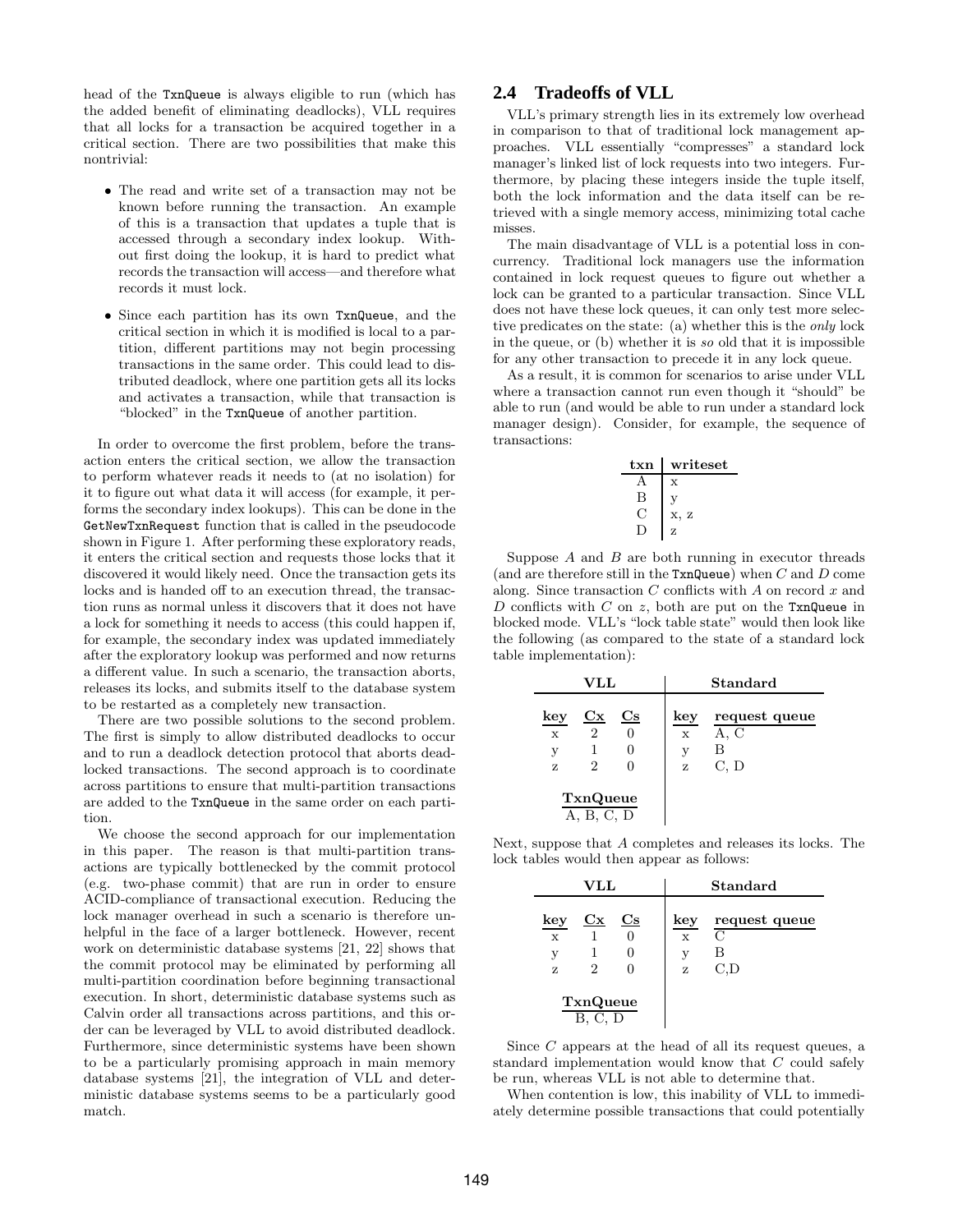head of the TxnQueue is always eligible to run (which has the added benefit of eliminating deadlocks), VLL requires that all locks for a transaction be acquired together in a critical section. There are two possibilities that make this nontrivial:

- The read and write set of a transaction may not be known before running the transaction. An example of this is a transaction that updates a tuple that is accessed through a secondary index lookup. Without first doing the lookup, it is hard to predict what records the transaction will access—and therefore what records it must lock.
- Since each partition has its own TxnQueue, and the critical section in which it is modified is local to a partition, different partitions may not begin processing transactions in the same order. This could lead to distributed deadlock, where one partition gets all its locks and activates a transaction, while that transaction is "blocked" in the TxnQueue of another partition.

In order to overcome the first problem, before the transaction enters the critical section, we allow the transaction to perform whatever reads it needs to (at no isolation) for it to figure out what data it will access (for example, it performs the secondary index lookups). This can be done in the GetNewTxnRequest function that is called in the pseudocode shown in Figure 1. After performing these exploratory reads, it enters the critical section and requests those locks that it discovered it would likely need. Once the transaction gets its locks and is handed off to an execution thread, the transaction runs as normal unless it discovers that it does not have a lock for something it needs to access (this could happen if, for example, the secondary index was updated immediately after the exploratory lookup was performed and now returns a different value. In such a scenario, the transaction aborts, releases its locks, and submits itself to the database system to be restarted as a completely new transaction.

There are two possible solutions to the second problem. The first is simply to allow distributed deadlocks to occur and to run a deadlock detection protocol that aborts deadlocked transactions. The second approach is to coordinate across partitions to ensure that multi-partition transactions are added to the TxnQueue in the same order on each partition.

We choose the second approach for our implementation in this paper. The reason is that multi-partition transactions are typically bottlenecked by the commit protocol (e.g. two-phase commit) that are run in order to ensure ACID-compliance of transactional execution. Reducing the lock manager overhead in such a scenario is therefore unhelpful in the face of a larger bottleneck. However, recent work on deterministic database systems [21, 22] shows that the commit protocol may be eliminated by performing all multi-partition coordination before beginning transactional execution. In short, deterministic database systems such as Calvin order all transactions across partitions, and this order can be leveraged by VLL to avoid distributed deadlock. Furthermore, since deterministic systems have been shown to be a particularly promising approach in main memory database systems [21], the integration of VLL and deterministic database systems seems to be a particularly good match.

## 2.4 Tradeoffs of VLL

VLL's primary strength lies in its extremely low overhead in comparison to that of traditional lock management approaches. VLL essentially "compresses" a standard lock manager's linked list of lock requests into two integers. Furthermore, by placing these integers inside the tuple itself, both the lock information and the data itself can be retrieved with a single memory access, minimizing total cache misses.

The main disadvantage of VLL is a potential loss in concurrency. Traditional lock managers use the information contained in lock request queues to figure out whether a lock can be granted to a particular transaction. Since VLL does not have these lock queues, it can only test more selective predicates on the state: (a) whether this is the *only* lock in the queue, or (b) whether it is *so* old that it is impossible for any other transaction to precede it in any lock queue.

As a result, it is common for scenarios to arise under VLL where a transaction cannot run even though it "should" be able to run (and would be able to run under a standard lock manager design). Consider, for example, the sequence of transactions:

| txn | writeset |
|---|---|
| A | x |
| B | y |
| C | x, z |
| D | z |

Suppose $A$ and $B$ are both running in executor threads (and are therefore still in the TxnQueue) when $C$ and $D$ come along. Since transaction $C$ conflicts with $A$ on record $x$ and $D$ conflicts with $C$ on $z$, both are put on the TxnQueue in blocked mode. VLL's "lock table state" would then look like the following (as compared to the state of a standard lock table implementation):

| VLL | | | Standard | |
|---|---|---|---|---|
| key | Cx | Cs | key | request queue |
| x | 2 | 0 | x | A, C |
| y | 1 | 0 | y | B |
| z | 2 | 0 | z | C, D |
| TxnQueue: A, B, C, D | | | | |

Next, suppose that $A$ completes and releases its locks. The lock tables would then appear as follows:

| VLL | | | Standard | |
|---|---|---|---|---|
| key | Cx | Cs | key | request queue |
| x | 1 | 0 | x | C |
| y | 1 | 0 | y | B |
| z | 2 | 0 | z | C,D |
| TxnQueue: B, C, D | | | | |

Since $C$ appears at the head of all its request queues, a standard implementation would know that $C$ could safely be run, whereas VLL is not able to determine that.

When contention is low, this inability of VLL to immediately determine possible transactions that could potentially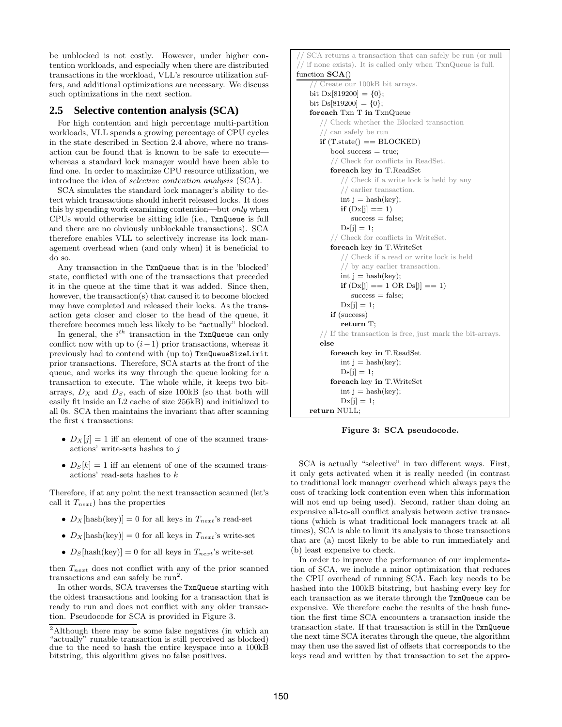be unblocked is not costly. However, under higher contention workloads, and especially when there are distributed transactions in the workload, VLL's resource utilization suffers, and additional optimizations are necessary. We discuss such optimizations in the next section.

## 2.5 Selective contention analysis (SCA)

For high contention and high percentage multi-partition workloads, VLL spends a growing percentage of CPU cycles in the state described in Section 2.4 above, where no transaction can be found that is known to be safe to execute—whereas a standard lock manager would have been able to find one. In order to maximize CPU resource utilization, we introduce the idea of *selective contention analysis* (SCA).

SCA simulates the standard lock manager's ability to detect which transactions should inherit released locks. It does this by spending work examining contention—but *only* when CPUs would otherwise be sitting idle (i.e., `TxnQueue` is full and there are no obviously unblockable transactions). SCA therefore enables VLL to selectively increase its lock management overhead when (and only when) it is beneficial to do so.

Any transaction in the `TxnQueue` that is in the 'blocked' state, conflicted with one of the transactions that preceded it in the queue at the time that it was added. Since then, however, the transaction(s) that caused it to become blocked may have completed and released their locks. As the transaction gets closer and closer to the head of the queue, it therefore becomes much less likely to be "actually" blocked.

In general, the $i^{th}$ transaction in the `TxnQueue` can only conflict now with up to $(i-1)$ prior transactions, whereas it previously had to contend with (up to) `TxnQueueSizeLimit` prior transactions. Therefore, SCA starts at the front of the queue, and works its way through the queue looking for a transaction to execute. The whole while, it keeps two bit-arrays, $D_X$ and $D_S$, each of size 100kB (so that both will easily fit inside an L2 cache of size 256kB) and initialized to all 0s. SCA then maintains the invariant that after scanning the first $i$ transactions:

- $D_X[j] = 1$ iff an element of one of the scanned transactions' write-sets hashes to $j$
- $D_S[k] = 1$ iff an element of one of the scanned transactions' read-sets hashes to $k$

Therefore, if at any point the next transaction scanned (let's call it $T_{next}$) has the properties

- $D_X[\text{hash(key)}] = 0$ for all keys in $T_{next}$'s read-set
- $D_X[\text{hash(key)}] = 0$ for all keys in $T_{next}$'s write-set
- $D_S[\text{hash(key)}] = 0$ for all keys in $T_{next}$'s write-set

then $T_{next}$ does not conflict with any of the prior scanned transactions and can safely be run[2].

In other words, SCA traverses the `TxnQueue` starting with the oldest transactions and looking for a transaction that is ready to run and does not conflict with any older transaction. Pseudocode for SCA is provided in Figure 3.

[2] Although there may be some false negatives (in which an "actually" runable transaction is still perceived as blocked) due to the need to hash the entire keyspace into a 100kB bitstring, this algorithm gives no false positives.

```
// SCA returns a transaction that can safely be run (or null
// if none exists). It is called only when TxnQueue is full.
function SCA()
    // Create our 100kB bit arrays.
    bit Dx[819200] = {0};
    bit Ds[819200] = {0};
    foreach Txn T in TxnQueue
        // Check whether the Blocked transaction
        // can safely be run
        if (T.state() == BLOCKED)
            bool success = true;
            // Check for conflicts in ReadSet.
            foreach key in T.ReadSet
                // Check if a write lock is held by any
                // earlier transaction.
                int j = hash(key);
                if (Dx[j] == 1)
                    success = false;
                Ds[j] = 1;
            // Check for conflicts in WriteSet.
            foreach key in T.WriteSet
                // Check if a read or write lock is held
                // by any earlier transaction.
                int j = hash(key);
                if (Dx[j] == 1 OR Ds[j] == 1)
                    success = false;
                Dx[j] = 1;
            if (success)
                return T;
        // If the transaction is free, just mark the bit-arrays.
        else
            foreach key in T.ReadSet
                int j = hash(key);
                Ds[j] = 1;
            foreach key in T.WriteSet
                int j = hash(key);
                Dx[j] = 1;
    return NULL;
```

**Figure 3: SCA pseudocode.**

SCA is actually "selective" in two different ways. First, it only gets activated when it is really needed (in contrast to traditional lock manager overhead which always pays the cost of tracking lock contention even when this information will not end up being used). Second, rather than doing an expensive all-to-all conflict analysis between active transactions (which is what traditional lock managers track at all times), SCA is able to limit its analysis to those transactions that are (a) most likely to be able to run immediately and (b) least expensive to check.

In order to improve the performance of our implementation of SCA, we include a minor optimization that reduces the CPU overhead of running SCA. Each key needs to be hashed into the 100kB bitstring, but hashing every key for each transaction as we iterate through the `TxnQueue` can be expensive. We therefore cache the results of the hash function the first time SCA encounters a transaction inside the transaction state. If that transaction is still in the `TxnQueue` the next time SCA iterates through the queue, the algorithm may then use the saved list of offsets that corresponds to the keys read and written by that transaction to set the appro-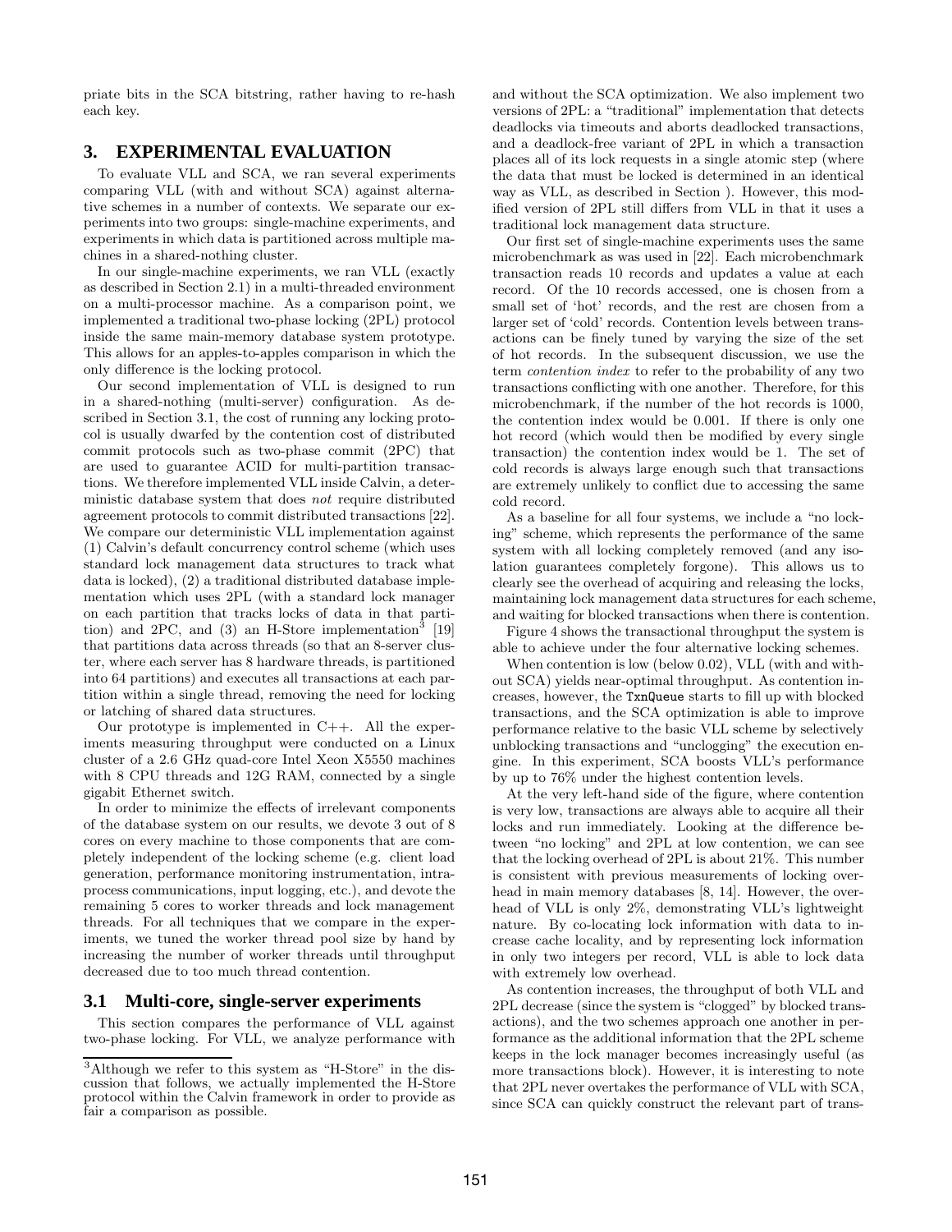priate bits in the SCA bitstring, rather having to re-hash each key.

## 3. EXPERIMENTAL EVALUATION

To evaluate VLL and SCA, we ran several experiments comparing VLL (with and without SCA) against alternative schemes in a number of contexts. We separate our experiments into two groups: single-machine experiments, and experiments in which data is partitioned across multiple machines in a shared-nothing cluster.

In our single-machine experiments, we ran VLL (exactly as described in Section 2.1) in a multi-threaded environment on a multi-processor machine. As a comparison point, we implemented a traditional two-phase locking (2PL) protocol inside the same main-memory database system prototype. This allows for an apples-to-apples comparison in which the only difference is the locking protocol.

Our second implementation of VLL is designed to run in a shared-nothing (multi-server) configuration. As described in Section 3.1, the cost of running any locking protocol is usually dwarfed by the contention cost of distributed commit protocols such as two-phase commit (2PC) that are used to guarantee ACID for multi-partition transactions. We therefore implemented VLL inside Calvin, a deterministic database system that does *not* require distributed agreement protocols to commit distributed transactions [22]. We compare our deterministic VLL implementation against (1) Calvin's default concurrency control scheme (which uses standard lock management data structures to track what data is locked), (2) a traditional distributed database implementation which uses 2PL (with a standard lock manager on each partition that tracks locks of data in that partition) and 2PC, and (3) an H-Store implementation[3] [19] that partitions data across threads (so that an 8-server cluster, where each server has 8 hardware threads, is partitioned into 64 partitions) and executes all transactions at each partition within a single thread, removing the need for locking or latching of shared data structures.

Our prototype is implemented in C++. All the experiments measuring throughput were conducted on a Linux cluster of a 2.6 GHz quad-core Intel Xeon X5550 machines with 8 CPU threads and 12G RAM, connected by a single gigabit Ethernet switch.

In order to minimize the effects of irrelevant components of the database system on our results, we devote 3 out of 8 cores on every machine to those components that are completely independent of the locking scheme (e.g. client load generation, performance monitoring instrumentation, intra-process communications, input logging, etc.), and devote the remaining 5 cores to worker threads and lock management threads. For all techniques that we compare in the experiments, we tuned the worker thread pool size by hand by increasing the number of worker threads until throughput decreased due to too much thread contention.

### 3.1 Multi-core, single-server experiments

This section compares the performance of VLL against two-phase locking. For VLL, we analyze performance with and without the SCA optimization. We also implement two versions of 2PL: a "traditional" implementation that detects deadlocks via timeouts and aborts deadlocked transactions, and a deadlock-free variant of 2PL in which a transaction places all of its lock requests in a single atomic step (where the data that must be locked is determined in an identical way as VLL, as described in Section ). However, this modified version of 2PL still differs from VLL in that it uses a traditional lock management data structure.

Our first set of single-machine experiments uses the same microbenchmark as was used in [22]. Each microbenchmark transaction reads 10 records and updates a value at each record. Of the 10 records accessed, one is chosen from a small set of 'hot' records, and the rest are chosen from a larger set of 'cold' records. Contention levels between transactions can be finely tuned by varying the size of the set of hot records. In the subsequent discussion, we use the term *contention index* to refer to the probability of any two transactions conflicting with one another. Therefore, for this microbenchmark, if the number of the hot records is 1000, the contention index would be 0.001. If there is only one hot record (which would then be modified by every single transaction) the contention index would be 1. The set of cold records is always large enough such that transactions are extremely unlikely to conflict due to accessing the same cold record.

As a baseline for all four systems, we include a "no locking" scheme, which represents the performance of the same system with all locking completely removed (and any isolation guarantees completely forgone). This allows us to clearly see the overhead of acquiring and releasing the locks, maintaining lock management data structures for each scheme, and waiting for blocked transactions when there is contention.

Figure 4 shows the transactional throughput the system is able to achieve under the four alternative locking schemes.

When contention is low (below 0.02), VLL (with and without SCA) yields near-optimal throughput. As contention increases, however, the `TxnQueue` starts to fill up with blocked transactions, and the SCA optimization is able to improve performance relative to the basic VLL scheme by selectively unblocking transactions and "unclogging" the execution engine. In this experiment, SCA boosts VLL's performance by up to 76% under the highest contention levels.

At the very left-hand side of the figure, where contention is very low, transactions are always able to acquire all their locks and run immediately. Looking at the difference between "no locking" and 2PL at low contention, we can see that the locking overhead of 2PL is about 21%. This number is consistent with previous measurements of locking overhead in main memory databases [8, 14]. However, the overhead of VLL is only 2%, demonstrating VLL's lightweight nature. By co-locating lock information with data to increase cache locality, and by representing lock information in only two integers per record, VLL is able to lock data with extremely low overhead.

As contention increases, the throughput of both VLL and 2PL decrease (since the system is "clogged" by blocked transactions), and the two schemes approach one another in performance as the additional information that the 2PL scheme keeps in the lock manager becomes increasingly useful (as more transactions block). However, it is interesting to note that 2PL never overtakes the performance of VLL with SCA, since SCA can quickly construct the relevant part of trans-

[3] Although we refer to this system as "H-Store" in the discussion that follows, we actually implemented the H-Store protocol within the Calvin framework in order to provide as fair a comparison as possible.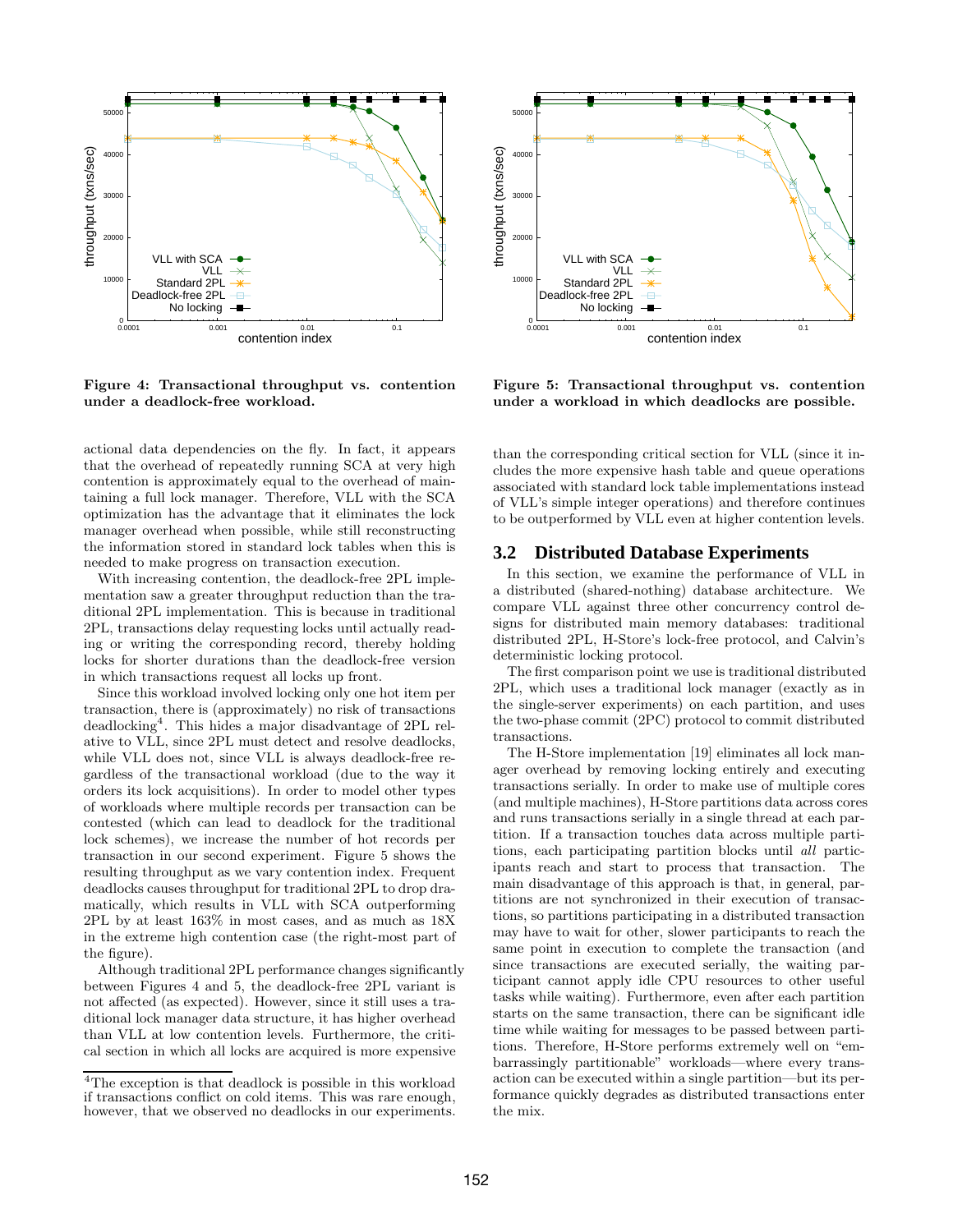**Figure 4: Transactional throughput vs. contention under a deadlock-free workload.**

**Figure 5: Transactional throughput vs. contention under a workload in which deadlocks are possible.**

actional data dependencies on the fly. In fact, it appears that the overhead of repeatedly running SCA at very high contention is approximately equal to the overhead of maintaining a full lock manager. Therefore, VLL with the SCA optimization has the advantage that it eliminates the lock manager overhead when possible, while still reconstructing the information stored in standard lock tables when this is needed to make progress on transaction execution.

With increasing contention, the deadlock-free 2PL implementation saw a greater throughput reduction than the traditional 2PL implementation. This is because in traditional 2PL, transactions delay requesting locks until actually reading or writing the corresponding record, thereby holding locks for shorter durations than the deadlock-free version in which transactions request all locks up front.

Since this workload involved locking only one hot item per transaction, there is (approximately) no risk of transactions deadlocking[4]. This hides a major disadvantage of 2PL relative to VLL, since 2PL must detect and resolve deadlocks, while VLL does not, since VLL is always deadlock-free regardless of the transactional workload (due to the way it orders its lock acquisitions). In order to model other types of workloads where multiple records per transaction can be contested (which can lead to deadlock for the traditional lock schemes), we increase the number of hot records per transaction in our second experiment. Figure 5 shows the resulting throughput as we vary contention index. Frequent deadlocks causes throughput for traditional 2PL to drop dramatically, which results in VLL with SCA outperforming 2PL by at least 163% in most cases, and as much as 18X in the extreme high contention case (the right-most part of the figure).

Although traditional 2PL performance changes significantly between Figures 4 and 5, the deadlock-free 2PL variant is not affected (as expected). However, since it still uses a traditional lock manager data structure, it has higher overhead than VLL at low contention levels. Furthermore, the critical section in which all locks are acquired is more expensive than the corresponding critical section for VLL (since it includes the more expensive hash table and queue operations associated with standard lock table implementations instead of VLL's simple integer operations) and therefore continues to be outperformed by VLL even at higher contention levels.

[4]The exception is that deadlock is possible in this workload if transactions conflict on cold items. This was rare enough, however, that we observed no deadlocks in our experiments.

## 3.2 Distributed Database Experiments

In this section, we examine the performance of VLL in a distributed (shared-nothing) database architecture. We compare VLL against three other concurrency control designs for distributed main memory databases: traditional distributed 2PL, H-Store's lock-free protocol, and Calvin's deterministic locking protocol.

The first comparison point we use is traditional distributed 2PL, which uses a traditional lock manager (exactly as in the single-server experiments) on each partition, and uses the two-phase commit (2PC) protocol to commit distributed transactions.

The H-Store implementation [19] eliminates all lock manager overhead by removing locking entirely and executing transactions serially. In order to make use of multiple cores (and multiple machines), H-Store partitions data across cores and runs transactions serially in a single thread at each partition. If a transaction touches data across multiple partitions, each participating partition blocks until *all* participants reach and start to process that transaction. The main disadvantage of this approach is that, in general, partitions are not synchronized in their execution of transactions, so partitions participating in a distributed transaction may have to wait for other, slower participants to reach the same point in execution to complete the transaction (and since transactions are executed serially, the waiting participant cannot apply idle CPU resources to other useful tasks while waiting). Furthermore, even after each partition starts on the same transaction, there can be significant idle time while waiting for messages to be passed between partitions. Therefore, H-Store performs extremely well on "embarrassingly partitionable" workloads—where every transaction can be executed within a single partition—but its performance quickly degrades as distributed transactions enter the mix.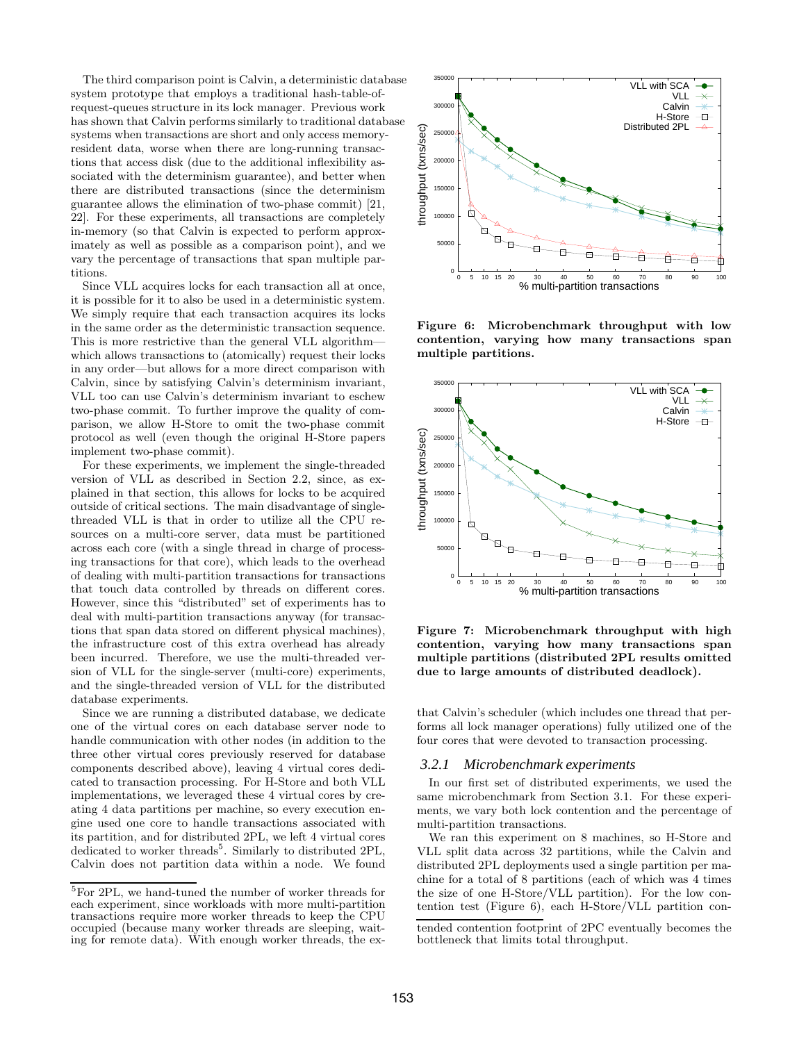The third comparison point is Calvin, a deterministic database system prototype that employs a traditional hash-table-of-request-queues structure in its lock manager. Previous work has shown that Calvin performs similarly to traditional database systems when transactions are short and only access memory-resident data, worse when there are long-running transactions that access disk (due to the additional inflexibility associated with the determinism guarantee), and better when there are distributed transactions (since the determinism guarantee allows the elimination of two-phase commit) [21, 22]. For these experiments, all transactions are completely in-memory (so that Calvin is expected to perform approximately as well as possible as a comparison point), and we vary the percentage of transactions that span multiple partitions.

Since VLL acquires locks for each transaction all at once, it is possible for it to also be used in a deterministic system. We simply require that each transaction acquires its locks in the same order as the deterministic transaction sequence. This is more restrictive than the general VLL algorithm—which allows transactions to (atomically) request their locks in any order—but allows for a more direct comparison with Calvin, since by satisfying Calvin's determinism invariant, VLL too can use Calvin's determinism invariant to eschew two-phase commit. To further improve the quality of comparison, we allow H-Store to omit the two-phase commit protocol as well (even though the original H-Store papers implement two-phase commit).

For these experiments, we implement the single-threaded version of VLL as described in Section 2.2, since, as explained in that section, this allows for locks to be acquired outside of critical sections. The main disadvantage of single-threaded VLL is that in order to utilize all the CPU resources on a multi-core server, data must be partitioned across each core (with a single thread in charge of processing transactions for that core), which leads to the overhead of dealing with multi-partition transactions for transactions that touch data controlled by threads on different cores. However, since this "distributed" set of experiments has to deal with multi-partition transactions anyway (for transactions that span data stored on different physical machines), the infrastructure cost of this extra overhead has already been incurred. Therefore, we use the multi-threaded version of VLL for the single-server (multi-core) experiments, and the single-threaded version of VLL for the distributed database experiments.

Since we are running a distributed database, we dedicate one of the virtual cores on each database server node to handle communication with other nodes (in addition to the three other virtual cores previously reserved for database components described above), leaving 4 virtual cores dedicated to transaction processing. For H-Store and both VLL implementations, we leveraged these 4 virtual cores by creating 4 data partitions per machine, so every execution engine used one core to handle transactions associated with its partition, and for distributed 2PL, we left 4 virtual cores dedicated to worker threads[5]. Similarly to distributed 2PL, Calvin does not partition data within a node. We found that Calvin's scheduler (which includes one thread that performs all lock manager operations) fully utilized one of the four cores that were devoted to transaction processing.

[5]For 2PL, we hand-tuned the number of worker threads for each experiment, since workloads with more multi-partition transactions require more worker threads to keep the CPU occupied (because many worker threads are sleeping, waiting for remote data). With enough worker threads, the extended contention footprint of 2PC eventually becomes the bottleneck that limits total throughput.

throughput (txns/sec)
350000
300000
250000
200000
150000
100000
50000
0
0 5 10 15 20 30 40 50 60 70 80 90 100
% multi-partition transactions
VLL with SCA
VLL
Calvin
H-Store
Distributed 2PL

**Figure 6: Microbenchmark throughput with low contention, varying how many transactions span multiple partitions.**

throughput (txns/sec)
350000
300000
250000
200000
150000
100000
50000
0
0 5 10 15 20 30 40 50 60 70 80 90 100
% multi-partition transactions
VLL with SCA
VLL
Calvin
H-Store

**Figure 7: Microbenchmark throughput with high contention, varying how many transactions span multiple partitions (distributed 2PL results omitted due to large amounts of distributed deadlock).**

### 3.2.1 *Microbenchmark experiments*

In our first set of distributed experiments, we used the same microbenchmark from Section 3.1. For these experiments, we vary both lock contention and the percentage of multi-partition transactions.

We ran this experiment on 8 machines, so H-Store and VLL split data across 32 partitions, while the Calvin and distributed 2PL deployments used a single partition per machine for a total of 8 partitions (each of which was 4 times the size of one H-Store/VLL partition). For the low contention test (Figure 6), each H-Store/VLL partition con-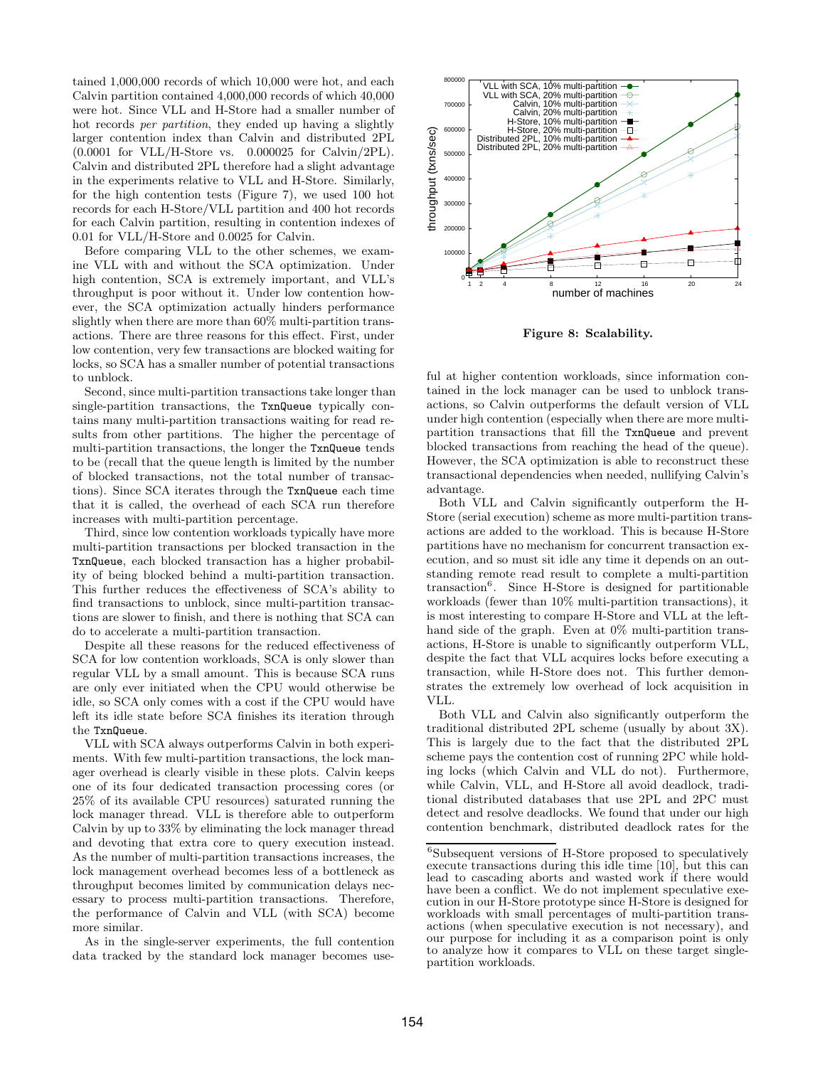tained 1,000,000 records of which 10,000 were hot, and each Calvin partition contained 4,000,000 records of which 40,000 were hot. Since VLL and H-Store had a smaller number of hot records *per partition*, they ended up having a slightly larger contention index than Calvin and distributed 2PL (0.0001 for VLL/H-Store vs. 0.000025 for Calvin/2PL). Calvin and distributed 2PL therefore had a slight advantage in the experiments relative to VLL and H-Store. Similarly, for the high contention tests (Figure 7), we used 100 hot records for each H-Store/VLL partition and 400 hot records for each Calvin partition, resulting in contention indexes of 0.01 for VLL/H-Store and 0.0025 for Calvin.

Before comparing VLL to the other schemes, we examine VLL with and without the SCA optimization. Under high contention, SCA is extremely important, and VLL's throughput is poor without it. Under low contention however, the SCA optimization actually hinders performance slightly when there are more than 60% multi-partition transactions. There are three reasons for this effect. First, under low contention, very few transactions are blocked waiting for locks, so SCA has a smaller number of potential transactions to unblock.

Second, since multi-partition transactions take longer than single-partition transactions, the `TxnQueue` typically contains many multi-partition transactions waiting for read results from other partitions. The higher the percentage of multi-partition transactions, the longer the `TxnQueue` tends to be (recall that the queue length is limited by the number of blocked transactions, not the total number of transactions). Since SCA iterates through the `TxnQueue` each time that it is called, the overhead of each SCA run therefore increases with multi-partition percentage.

Third, since low contention workloads typically have more multi-partition transactions per blocked transaction in the `TxnQueue`, each blocked transaction has a higher probability of being blocked behind a multi-partition transaction. This further reduces the effectiveness of SCA's ability to find transactions to unblock, since multi-partition transactions are slower to finish, and there is nothing that SCA can do to accelerate a multi-partition transaction.

Despite all these reasons for the reduced effectiveness of SCA for low contention workloads, SCA is only slower than regular VLL by a small amount. This is because SCA runs are only ever initiated when the CPU would otherwise be idle, so SCA only comes with a cost if the CPU would have left its idle state before SCA finishes its iteration through the `TxnQueue`.

VLL with SCA always outperforms Calvin in both experiments. With few multi-partition transactions, the lock manager overhead is clearly visible in these plots. Calvin keeps one of its four dedicated transaction processing cores (or 25% of its available CPU resources) saturated running the lock manager thread. VLL is therefore able to outperform Calvin by up to 33% by eliminating the lock manager thread and devoting that extra core to query execution instead. As the number of multi-partition transactions increases, the lock management overhead becomes less of a bottleneck as throughput becomes limited by communication delays necessary to process multi-partition transactions. Therefore, the performance of Calvin and VLL (with SCA) become more similar.

As in the single-server experiments, the full contention data tracked by the standard lock manager becomes useful at higher contention workloads, since information contained in the lock manager can be used to unblock transactions, so Calvin outperforms the default version of VLL under high contention (especially when there are more multi-partition transactions that fill the `TxnQueue` and prevent blocked transactions from reaching the head of the queue). However, the SCA optimization is able to reconstruct these transactional dependencies when needed, nullifying Calvin's advantage.

Both VLL and Calvin significantly outperform the H-Store (serial execution) scheme as more multi-partition transactions are added to the workload. This is because H-Store partitions have no mechanism for concurrent transaction execution, and so must sit idle any time it depends on an outstanding remote read result to complete a multi-partition transaction[6]. Since H-Store is designed for partitionable workloads (fewer than 10% multi-partition transactions), it is most interesting to compare H-Store and VLL at the left-hand side of the graph. Even at 0% multi-partition transactions, H-Store is unable to significantly outperform VLL, despite the fact that VLL acquires locks before executing a transaction, while H-Store does not. This further demonstrates the extremely low overhead of lock acquisition in VLL.

Both VLL and Calvin also significantly outperform the traditional distributed 2PL scheme (usually by about 3X). This is largely due to the fact that the distributed 2PL scheme pays the contention cost of running 2PC while holding locks (which Calvin and VLL do not). Furthermore, while Calvin, VLL, and H-Store all avoid deadlock, traditional distributed databases that use 2PL and 2PC must detect and resolve deadlocks. We found that under our high contention benchmark, distributed deadlock rates for the

throughput (txns/sec)
800000
700000
600000
500000
400000
300000
200000
100000
0
1 2 4 8 12 16 20 24
number of machines
VLL with SCA, 10% multi-partition
VLL with SCA, 20% multi-partition
Calvin, 10% multi-partition
Calvin, 20% multi-partition
H-Store, 10% multi-partition
H-Store, 20% multi-partition
Distributed 2PL, 10% multi-partition
Distributed 2PL, 20% multi-partition

**Figure 8: Scalability.**

[6] Subsequent versions of H-Store proposed to speculatively execute transactions during this idle time [10], but this can lead to cascading aborts and wasted work if there would have been a conflict. We do not implement speculative execution in our H-Store prototype since H-Store is designed for workloads with small percentages of multi-partition transactions (when speculative execution is not necessary), and our purpose for including it as a comparison point is only to analyze how it compares to VLL on these target single-partition workloads.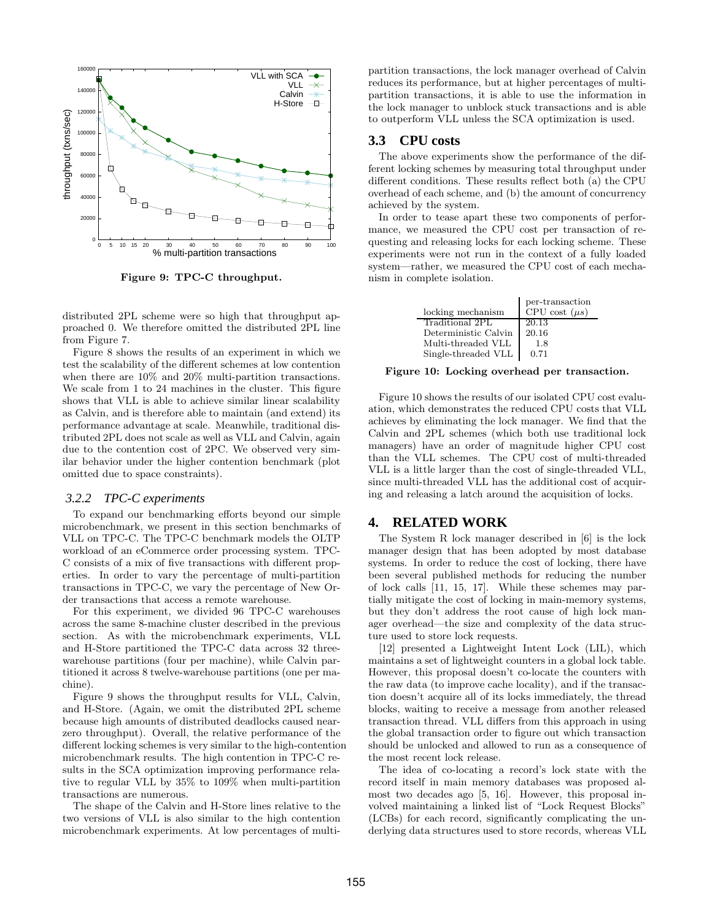Figure 9: TPC-C throughput.

distributed 2PL scheme were so high that throughput approached 0. We therefore omitted the distributed 2PL line from Figure 7.

Figure 8 shows the results of an experiment in which we test the scalability of the different schemes at low contention when there are 10% and 20% multi-partition transactions. We scale from 1 to 24 machines in the cluster. This figure shows that VLL is able to achieve similar linear scalability as Calvin, and is therefore able to maintain (and extend) its performance advantage at scale. Meanwhile, traditional distributed 2PL does not scale as well as VLL and Calvin, again due to the contention cost of 2PC. We observed very similar behavior under the higher contention benchmark (plot omitted due to space constraints).

### 3.2.2 TPC-C experiments

To expand our benchmarking efforts beyond our simple microbenchmark, we present in this section benchmarks of VLL on TPC-C. The TPC-C benchmark models the OLTP workload of an eCommerce order processing system. TPC-C consists of a mix of five transactions with different properties. In order to vary the percentage of multi-partition transactions in TPC-C, we vary the percentage of New Order transactions that access a remote warehouse.

For this experiment, we divided 96 TPC-C warehouses across the same 8-machine cluster described in the previous section. As with the microbenchmark experiments, VLL and H-Store partitioned the TPC-C data across 32 three-warehouse partitions (four per machine), while Calvin partitioned it across 8 twelve-warehouse partitions (one per machine).

Figure 9 shows the throughput results for VLL, Calvin, and H-Store. (Again, we omit the distributed 2PL scheme because high amounts of distributed deadlocks caused near-zero throughput). Overall, the relative performance of the different locking schemes is very similar to the high-contention microbenchmark results. The high contention in TPC-C results in the SCA optimization improving performance relative to regular VLL by 35% to 109% when multi-partition transactions are numerous.

The shape of the Calvin and H-Store lines relative to the two versions of VLL is also similar to the high contention microbenchmark experiments. At low percentages of multi-partition transactions, the lock manager overhead of Calvin reduces its performance, but at higher percentages of multi-partition transactions, it is able to use the information in the lock manager to unblock stuck transactions and is able to outperform VLL unless the SCA optimization is used.

## 3.3 CPU costs

The above experiments show the performance of the different locking schemes by measuring total throughput under different conditions. These results reflect both (a) the CPU overhead of each scheme, and (b) the amount of concurrency achieved by the system.

In order to tease apart these two components of performance, we measured the CPU cost per transaction of requesting and releasing locks for each locking scheme. These experiments were not run in the context of a fully loaded system—rather, we measured the CPU cost of each mechanism in complete isolation.

| locking mechanism | per-transaction CPU cost ($\mu s$) |
|---|---|
| Traditional 2PL | 20.13 |
| Deterministic Calvin | 20.16 |
| Multi-threaded VLL | 1.8 |
| Single-threaded VLL | 0.71 |

Figure 10: Locking overhead per transaction.

Figure 10 shows the results of our isolated CPU cost evaluation, which demonstrates the reduced CPU costs that VLL achieves by eliminating the lock manager. We find that the Calvin and 2PL schemes (which both use traditional lock managers) have an order of magnitude higher CPU cost than the VLL schemes. The CPU cost of multi-threaded VLL is a little larger than the cost of single-threaded VLL, since multi-threaded VLL has the additional cost of acquiring and releasing a latch around the acquisition of locks.

# 4. RELATED WORK

The System R lock manager described in [6] is the lock manager design that has been adopted by most database systems. In order to reduce the cost of locking, there have been several published methods for reducing the number of lock calls [11, 15, 17]. While these schemes may partially mitigate the cost of locking in main-memory systems, but they don't address the root cause of high lock manager overhead—the size and complexity of the data structure used to store lock requests.

[12] presented a Lightweight Intent Lock (LIL), which maintains a set of lightweight counters in a global lock table. However, this proposal doesn't co-locate the counters with the raw data (to improve cache locality), and if the transaction doesn't acquire all of its locks immediately, the thread blocks, waiting to receive a message from another released transaction thread. VLL differs from this approach in using the global transaction order to figure out which transaction should be unlocked and allowed to run as a consequence of the most recent lock release.

The idea of co-locating a record's lock state with the record itself in main memory databases was proposed almost two decades ago [5, 16]. However, this proposal involved maintaining a linked list of "Lock Request Blocks" (LCBs) for each record, significantly complicating the underlying data structures used to store records, whereas VLL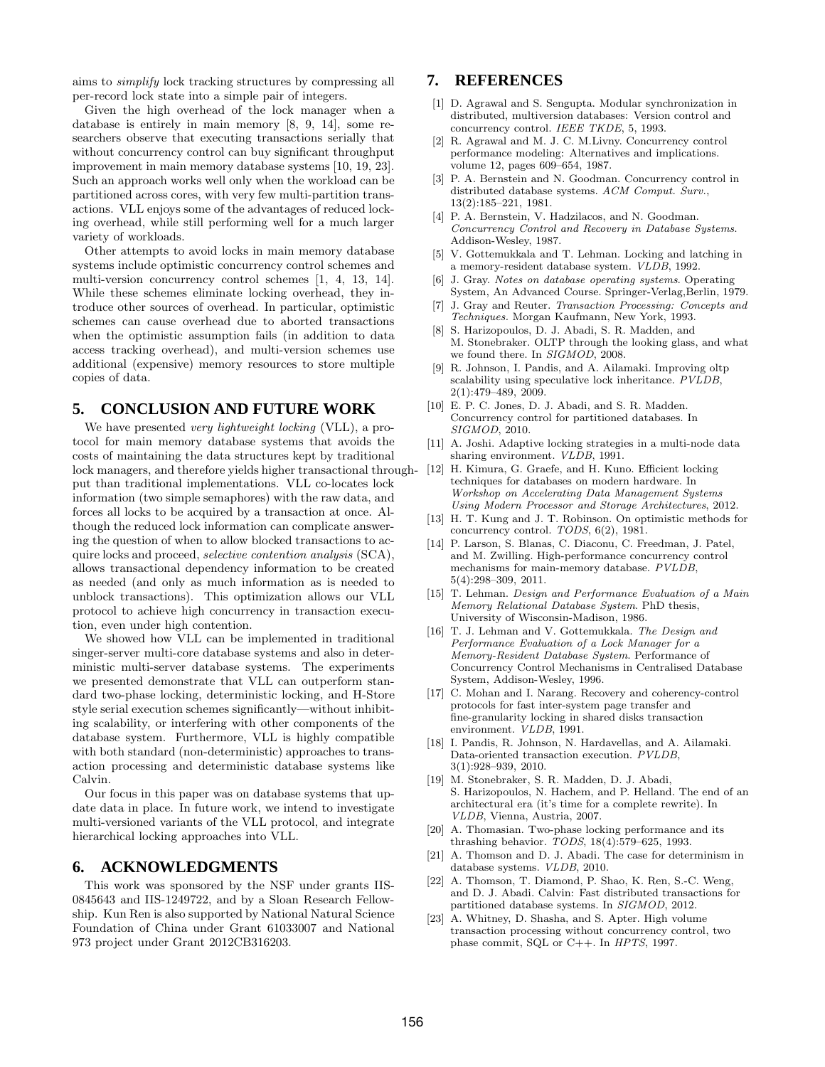aims to *simplify* lock tracking structures by compressing all per-record lock state into a simple pair of integers.

Given the high overhead of the lock manager when a database is entirely in main memory [8, 9, 14], some researchers observe that executing transactions serially that without concurrency control can buy significant throughput improvement in main memory database systems [10, 19, 23]. Such an approach works well only when the workload can be partitioned across cores, with very few multi-partition transactions. VLL enjoys some of the advantages of reduced locking overhead, while still performing well for a much larger variety of workloads.

Other attempts to avoid locks in main memory database systems include optimistic concurrency control schemes and multi-version concurrency control schemes [1, 4, 13, 14]. While these schemes eliminate locking overhead, they introduce other sources of overhead. In particular, optimistic schemes can cause overhead due to aborted transactions when the optimistic assumption fails (in addition to data access tracking overhead), and multi-version schemes use additional (expensive) memory resources to store multiple copies of data.

## 5. CONCLUSION AND FUTURE WORK

We have presented *very lightweight locking* (VLL), a protocol for main memory database systems that avoids the costs of maintaining the data structures kept by traditional lock managers, and therefore yields higher transactional throughput than traditional implementations. VLL co-locates lock information (two simple semaphores) with the raw data, and forces all locks to be acquired by a transaction at once. Although the reduced lock information can complicate answering the question of when to allow blocked transactions to acquire locks and proceed, *selective contention analysis* (SCA), allows transactional dependency information to be created as needed (and only as much information as is needed to unblock transactions). This optimization allows our VLL protocol to achieve high concurrency in transaction execution, even under high contention.

We showed how VLL can be implemented in traditional singer-server multi-core database systems and also in deterministic multi-server database systems. The experiments we presented demonstrate that VLL can outperform standard two-phase locking, deterministic locking, and H-Store style serial execution schemes significantly—without inhibiting scalability, or interfering with other components of the database system. Furthermore, VLL is highly compatible with both standard (non-deterministic) approaches to transaction processing and deterministic database systems like Calvin.

Our focus in this paper was on database systems that update data in place. In future work, we intend to investigate multi-versioned variants of the VLL protocol, and integrate hierarchical locking approaches into VLL.

## 6. ACKNOWLEDGMENTS

This work was sponsored by the NSF under grants IIS-0845643 and IIS-1249722, and by a Sloan Research Fellowship. Kun Ren is also supported by National Natural Science Foundation of China under Grant 61033007 and National 973 project under Grant 2012CB316203.

## 7. REFERENCES

[1] D. Agrawal and S. Sengupta. Modular synchronization in distributed, multiversion databases: Version control and concurrency control. *IEEE TKDE*, 5, 1993.

[2] R. Agrawal and M. J. C. M.Livny. Concurrency control performance modeling: Alternatives and implications. volume 12, pages 609–654, 1987.

[3] P. A. Bernstein and N. Goodman. Concurrency control in distributed database systems. *ACM Comput. Surv.*, 13(2):185–221, 1981.

[4] P. A. Bernstein, V. Hadzilacos, and N. Goodman. *Concurrency Control and Recovery in Database Systems*. Addison-Wesley, 1987.

[5] V. Gottemukkala and T. Lehman. Locking and latching in a memory-resident database system. *VLDB*, 1992.

[6] J. Gray. *Notes on database operating systems*. Operating System, An Advanced Course. Springer-Verlag,Berlin, 1979.

[7] J. Gray and Reuter. *Transaction Processing: Concepts and Techniques*. Morgan Kaufmann, New York, 1993.

[8] S. Harizopoulos, D. J. Abadi, S. R. Madden, and M. Stonebraker. OLTP through the looking glass, and what we found there. In *SIGMOD*, 2008.

[9] R. Johnson, I. Pandis, and A. Ailamaki. Improving oltp scalability using speculative lock inheritance. *PVLDB*, 2(1):479–489, 2009.

[10] E. P. C. Jones, D. J. Abadi, and S. R. Madden. Concurrency control for partitioned databases. In *SIGMOD*, 2010.

[11] A. Joshi. Adaptive locking strategies in a multi-node data sharing environment. *VLDB*, 1991.

[12] H. Kimura, G. Graefe, and H. Kuno. Efficient locking techniques for databases on modern hardware. In *Workshop on Accelerating Data Management Systems Using Modern Processor and Storage Architectures*, 2012.

[13] H. T. Kung and J. T. Robinson. On optimistic methods for concurrency control. *TODS*, 6(2), 1981.

[14] P. Larson, S. Blanas, C. Diaconu, C. Freedman, J. Patel, and M. Zwilling. High-performance concurrency control mechanisms for main-memory database. *PVLDB*, 5(4):298–309, 2011.

[15] T. Lehman. *Design and Performance Evaluation of a Main Memory Relational Database System*. PhD thesis, University of Wisconsin-Madison, 1986.

[16] T. J. Lehman and V. Gottemukkala. *The Design and Performance Evaluation of a Lock Manager for a Memory-Resident Database System*. Performance of Concurrency Control Mechanisms in Centralised Database System, Addison-Wesley, 1996.

[17] C. Mohan and I. Narang. Recovery and coherency-control protocols for fast inter-system page transfer and fine-granularity locking in shared disks transaction environment. *VLDB*, 1991.

[18] I. Pandis, R. Johnson, N. Hardavellas, and A. Ailamaki. Data-oriented transaction execution. *PVLDB*, 3(1):928–939, 2010.

[19] M. Stonebraker, S. R. Madden, D. J. Abadi, S. Harizopoulos, N. Hachem, and P. Helland. The end of an architectural era (it's time for a complete rewrite). In *VLDB*, Vienna, Austria, 2007.

[20] A. Thomasian. Two-phase locking performance and its thrashing behavior. *TODS*, 18(4):579–625, 1993.

[21] A. Thomson and D. J. Abadi. The case for determinism in database systems. *VLDB*, 2010.

[22] A. Thomson, T. Diamond, P. Shao, K. Ren, S.-C. Weng, and D. J. Abadi. Calvin: Fast distributed transactions for partitioned database systems. In *SIGMOD*, 2012.

[23] A. Whitney, D. Shasha, and S. Apter. High volume transaction processing without concurrency control, two phase commit, SQL or C++. In *HPTS*, 1997.